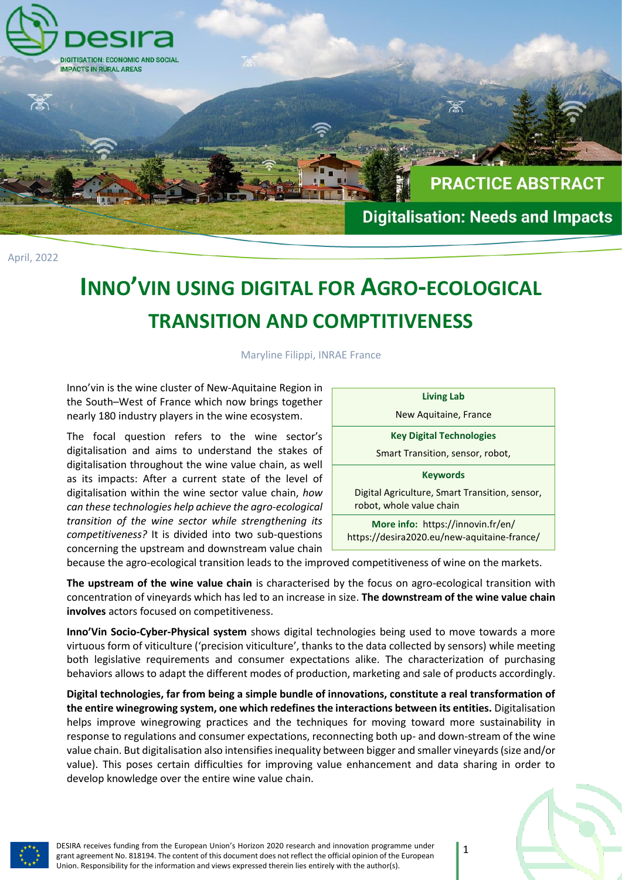desira

DIGITISATION: ECONOMIC AND SOCIAL IMPACTS IN RURAL AREAS

PRACTICE ABSTRACT

Digitalisation: Needs and Impacts

April, 2022

# INNO'VIN USING DIGITAL FOR AGRO-ECOLOGICAL TRANSITION AND COMPTITIVENESS

Maryline Filippi, INRAE France

| **Living Lab** |
| --- |
| New Aquitaine, France |
| **Key Digital Technologies** |
| Smart Transition, sensor, robot, |
| **Keywords** |
| Digital Agriculture, Smart Transition, sensor, robot, whole value chain |
| **More info:** https://innovin.fr/en/ https://desira2020.eu/new-aquitaine-france/ |

Inno'vin is the wine cluster of New-Aquitaine Region in the South–West of France which now brings together nearly 180 industry players in the wine ecosystem.

The focal question refers to the wine sector's digitalisation and aims to understand the stakes of digitalisation throughout the wine value chain, as well as its impacts: After a current state of the level of digitalisation within the wine sector value chain, *how can these technologies help achieve the agro-ecological transition of the wine sector while strengthening its competitiveness?* It is divided into two sub-questions concerning the upstream and downstream value chain because the agro-ecological transition leads to the improved competitiveness of wine on the markets.

**The upstream of the wine value chain** is characterised by the focus on agro-ecological transition with concentration of vineyards which has led to an increase in size. **The downstream of the wine value chain involves** actors focused on competitiveness.

**Inno'Vin Socio-Cyber-Physical system** shows digital technologies being used to move towards a more virtuous form of viticulture ('precision viticulture', thanks to the data collected by sensors) while meeting both legislative requirements and consumer expectations alike. The characterization of purchasing behaviors allows to adapt the different modes of production, marketing and sale of products accordingly.

**Digital technologies, far from being a simple bundle of innovations, constitute a real transformation of the entire winegrowing system, one which redefines the interactions between its entities.** Digitalisation helps improve winegrowing practices and the techniques for moving toward more sustainability in response to regulations and consumer expectations, reconnecting both up- and down-stream of the wine value chain. But digitalisation also intensifies inequality between bigger and smaller vineyards (size and/or value). This poses certain difficulties for improving value enhancement and data sharing in order to develop knowledge over the entire wine value chain.

DESIRA receives funding from the European Union's Horizon 2020 research and innovation programme under grant agreement No. 818194. The content of this document does not reflect the official opinion of the European Union. Responsibility for the information and views expressed therein lies entirely with the author(s).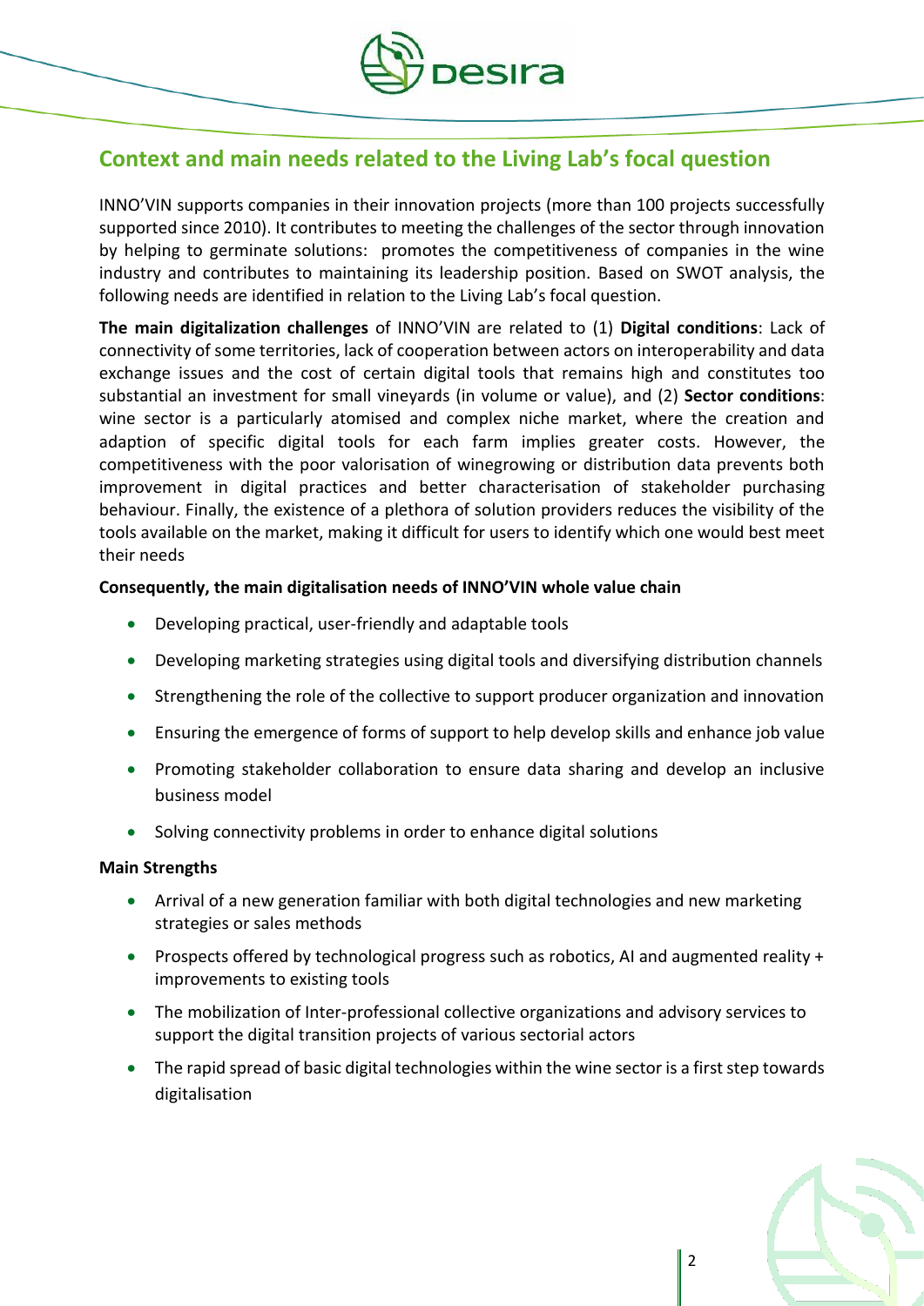## Context and main needs related to the Living Lab's focal question

INNO'VIN supports companies in their innovation projects (more than 100 projects successfully supported since 2010). It contributes to meeting the challenges of the sector through innovation by helping to germinate solutions: promotes the competitiveness of companies in the wine industry and contributes to maintaining its leadership position. Based on SWOT analysis, the following needs are identified in relation to the Living Lab's focal question.

**The main digitalization challenges** of INNO'VIN are related to (1) **Digital conditions**: Lack of connectivity of some territories, lack of cooperation between actors on interoperability and data exchange issues and the cost of certain digital tools that remains high and constitutes too substantial an investment for small vineyards (in volume or value), and (2) **Sector conditions**: wine sector is a particularly atomised and complex niche market, where the creation and adaption of specific digital tools for each farm implies greater costs. However, the competitiveness with the poor valorisation of winegrowing or distribution data prevents both improvement in digital practices and better characterisation of stakeholder purchasing behaviour. Finally, the existence of a plethora of solution providers reduces the visibility of the tools available on the market, making it difficult for users to identify which one would best meet their needs

**Consequently, the main digitalisation needs of INNO'VIN whole value chain**

- Developing practical, user-friendly and adaptable tools
- Developing marketing strategies using digital tools and diversifying distribution channels
- Strengthening the role of the collective to support producer organization and innovation
- Ensuring the emergence of forms of support to help develop skills and enhance job value
- Promoting stakeholder collaboration to ensure data sharing and develop an inclusive business model
- Solving connectivity problems in order to enhance digital solutions

**Main Strengths**

- Arrival of a new generation familiar with both digital technologies and new marketing strategies or sales methods
- Prospects offered by technological progress such as robotics, AI and augmented reality + improvements to existing tools
- The mobilization of Inter-professional collective organizations and advisory services to support the digital transition projects of various sectorial actors
- The rapid spread of basic digital technologies within the wine sector is a first step towards digitalisation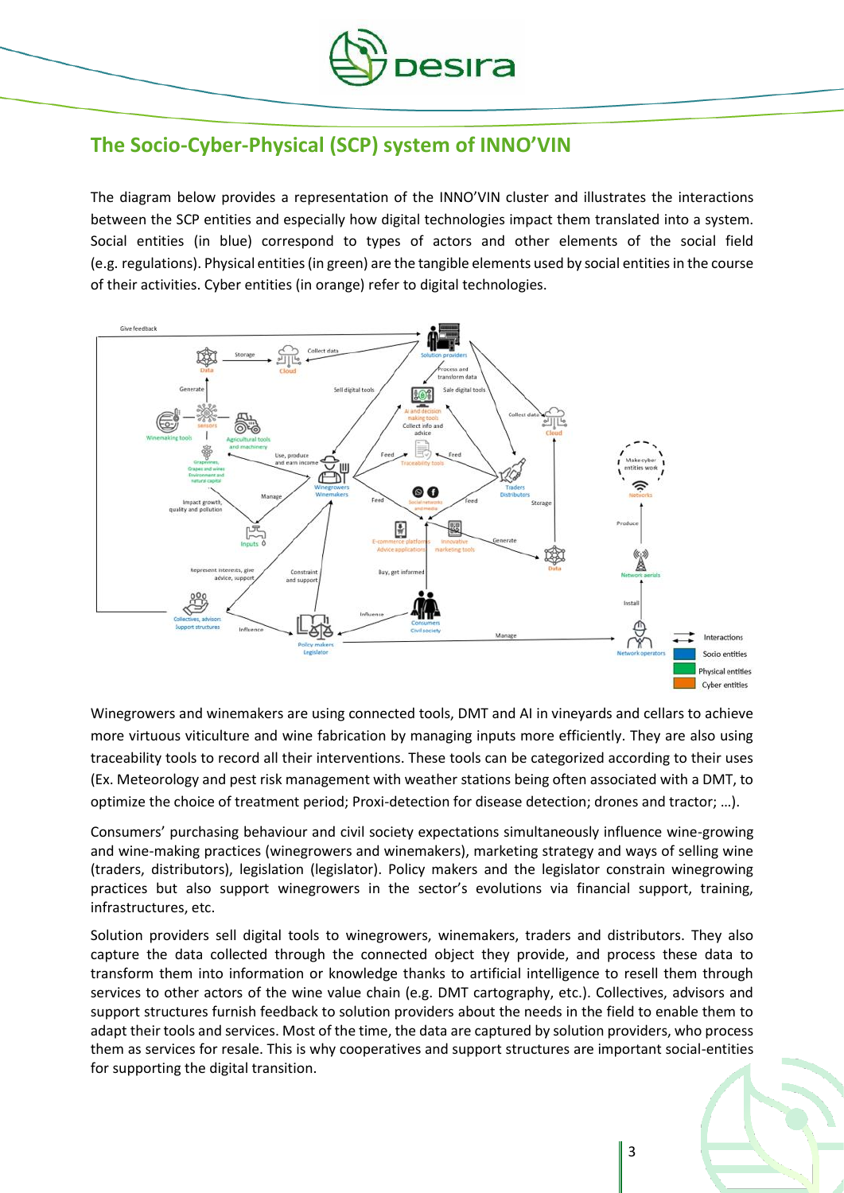## The Socio-Cyber-Physical (SCP) system of INNO'VIN

The diagram below provides a representation of the INNO'VIN cluster and illustrates the interactions between the SCP entities and especially how digital technologies impact them translated into a system. Social entities (in blue) correspond to types of actors and other elements of the social field (e.g. regulations). Physical entities (in green) are the tangible elements used by social entities in the course of their activities. Cyber entities (in orange) refer to digital technologies.

Winegrowers and winemakers are using connected tools, DMT and AI in vineyards and cellars to achieve more virtuous viticulture and wine fabrication by managing inputs more efficiently. They are also using traceability tools to record all their interventions. These tools can be categorized according to their uses (Ex. Meteorology and pest risk management with weather stations being often associated with a DMT, to optimize the choice of treatment period; Proxi-detection for disease detection; drones and tractor; …).

Consumers' purchasing behaviour and civil society expectations simultaneously influence wine-growing and wine-making practices (winegrowers and winemakers), marketing strategy and ways of selling wine (traders, distributors), legislation (legislator). Policy makers and the legislator constrain winegrowing practices but also support winegrowers in the sector's evolutions via financial support, training, infrastructures, etc.

Solution providers sell digital tools to winegrowers, winemakers, traders and distributors. They also capture the data collected through the connected object they provide, and process these data to transform them into information or knowledge thanks to artificial intelligence to resell them through services to other actors of the wine value chain (e.g. DMT cartography, etc.). Collectives, advisors and support structures furnish feedback to solution providers about the needs in the field to enable them to adapt their tools and services. Most of the time, the data are captured by solution providers, who process them as services for resale. This is why cooperatives and support structures are important social-entities for supporting the digital transition.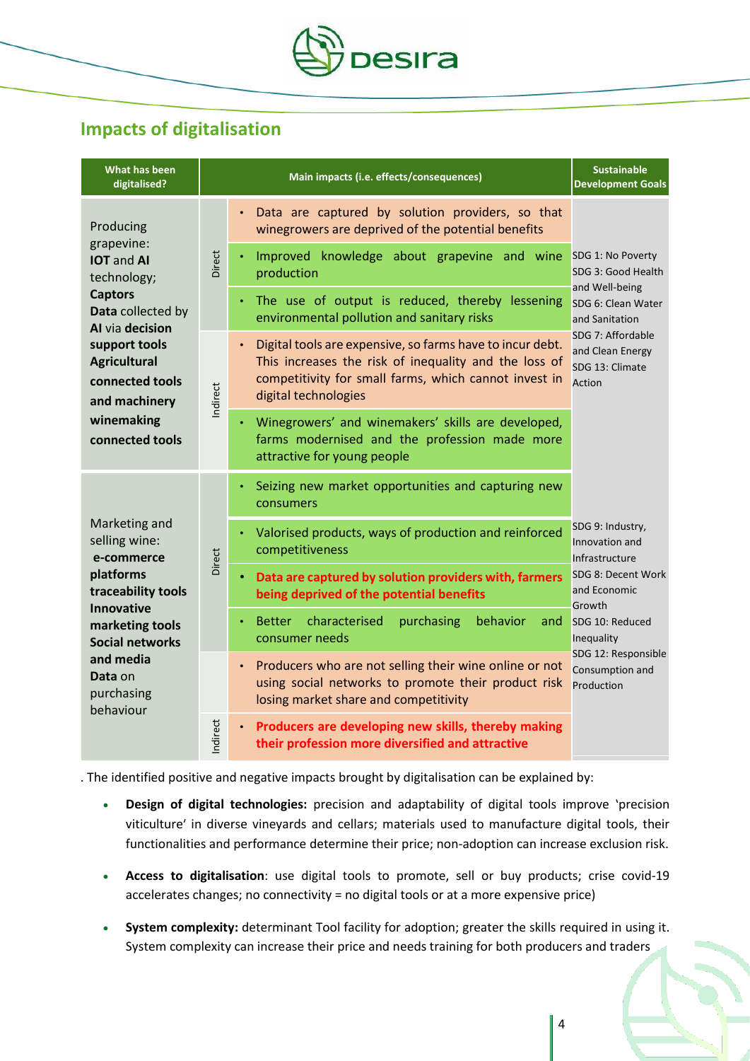## Impacts of digitalisation

| What has been digitalised? | | Main impacts (i.e. effects/consequences) | Sustainable Development Goals |
|---|---|---|---|
| Producing grapevine: **IOT** and **AI** technology; **Captors** **Data** collected by **AI** via **decision support tools** **Agricultural connected tools and machinery** **winemaking connected tools** | Direct | • Data are captured by solution providers, so that winegrowers are deprived of the potential benefits | SDG 1: No Poverty SDG 3: Good Health and Well-being SDG 6: Clean Water and Sanitation SDG 7: Affordable and Clean Energy SDG 13: Climate Action |
| | Direct | • Improved knowledge about grapevine and wine production | |
| | Direct | • The use of output is reduced, thereby lessening environmental pollution and sanitary risks | |
| | Indirect | • Digital tools are expensive, so farms have to incur debt. This increases the risk of inequality and the loss of competitivity for small farms, which cannot invest in digital technologies | |
| | Indirect | • Winegrowers' and winemakers' skills are developed, farms modernised and the profession made more attractive for young people | |
| Marketing and selling wine: **e-commerce platforms** **traceability tools** **Innovative marketing tools** **Social networks and media** **Data** on purchasing behaviour | Direct | • Seizing new market opportunities and capturing new consumers | SDG 9: Industry, Innovation and Infrastructure SDG 8: Decent Work and Economic Growth SDG 10: Reduced Inequality SDG 12: Responsible Consumption and Production |
| | Direct | • Valorised products, ways of production and reinforced competitiveness | |
| | Direct | • **Data are captured by solution providers with, farmers being deprived of the potential benefits** | |
| | Direct | • Better characterised purchasing behavior and consumer needs | |
| | | • Producers who are not selling their wine online or not using social networks to promote their product risk losing market share and competitivity | |
| | Indirect | • **Producers are developing new skills, thereby making their profession more diversified and attractive** | |

. The identified positive and negative impacts brought by digitalisation can be explained by:

- **Design of digital technologies:** precision and adaptability of digital tools improve 'precision viticulture' in diverse vineyards and cellars; materials used to manufacture digital tools, their functionalities and performance determine their price; non-adoption can increase exclusion risk.
- **Access to digitalisation**: use digital tools to promote, sell or buy products; crise covid-19 accelerates changes; no connectivity = no digital tools or at a more expensive price)
- **System complexity:** determinant Tool facility for adoption; greater the skills required in using it. System complexity can increase their price and needs training for both producers and traders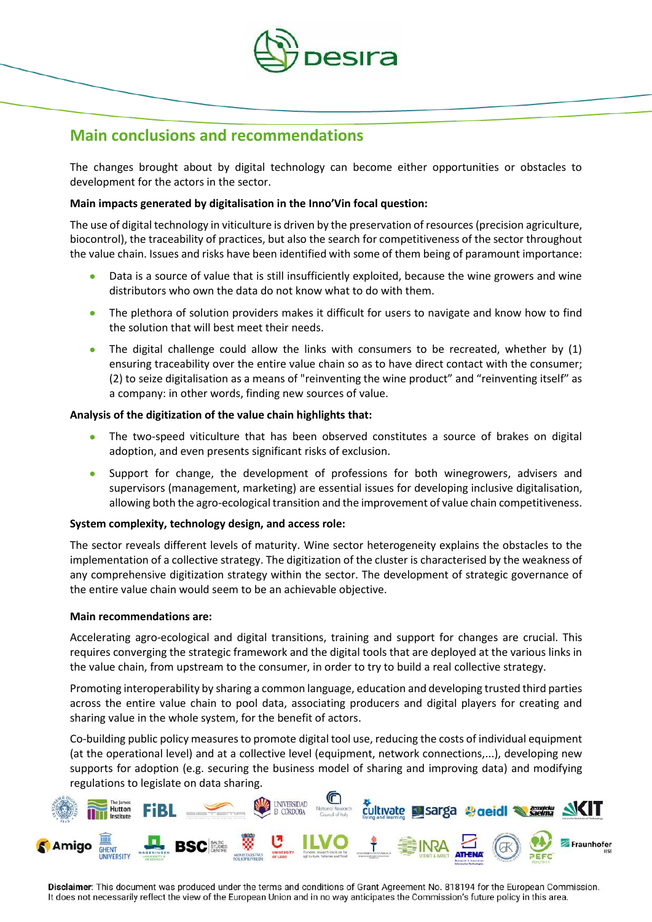## Main conclusions and recommendations

The changes brought about by digital technology can become either opportunities or obstacles to development for the actors in the sector.

**Main impacts generated by digitalisation in the Inno'Vin focal question:**

The use of digital technology in viticulture is driven by the preservation of resources (precision agriculture, biocontrol), the traceability of practices, but also the search for competitiveness of the sector throughout the value chain. Issues and risks have been identified with some of them being of paramount importance:

- Data is a source of value that is still insufficiently exploited, because the wine growers and wine distributors who own the data do not know what to do with them.
- The plethora of solution providers makes it difficult for users to navigate and know how to find the solution that will best meet their needs.
- The digital challenge could allow the links with consumers to be recreated, whether by (1) ensuring traceability over the entire value chain so as to have direct contact with the consumer; (2) to seize digitalisation as a means of "reinventing the wine product" and "reinventing itself" as a company: in other words, finding new sources of value.

**Analysis of the digitization of the value chain highlights that:**

- The two-speed viticulture that has been observed constitutes a source of brakes on digital adoption, and even presents significant risks of exclusion.
- Support for change, the development of professions for both winegrowers, advisers and supervisors (management, marketing) are essential issues for developing inclusive digitalisation, allowing both the agro-ecological transition and the improvement of value chain competitiveness.

**System complexity, technology design, and access role:**

The sector reveals different levels of maturity. Wine sector heterogeneity explains the obstacles to the implementation of a collective strategy. The digitization of the cluster is characterised by the weakness of any comprehensive digitization strategy within the sector. The development of strategic governance of the entire value chain would seem to be an achievable objective.

**Main recommendations are:**

Accelerating agro-ecological and digital transitions, training and support for changes are crucial. This requires converging the strategic framework and the digital tools that are deployed at the various links in the value chain, from upstream to the consumer, in order to try to build a real collective strategy.

Promoting interoperability by sharing a common language, education and developing trusted third parties across the entire value chain to pool data, associating producers and digital players for creating and sharing value in the whole system, for the benefit of actors.

Co-building public policy measures to promote digital tool use, reducing the costs of individual equipment (at the operational level) and at a collective level (equipment, network connections,...), developing new supports for adoption (e.g. securing the business model of sharing and improving data) and modifying regulations to legislate on data sharing.

**Disclaimer**: This document was produced under the terms and conditions of Grant Agreement No. 818194 for the European Commission. It does not necessarily reflect the view of the European Union and in no way anticipates the Commission's future policy in this area.